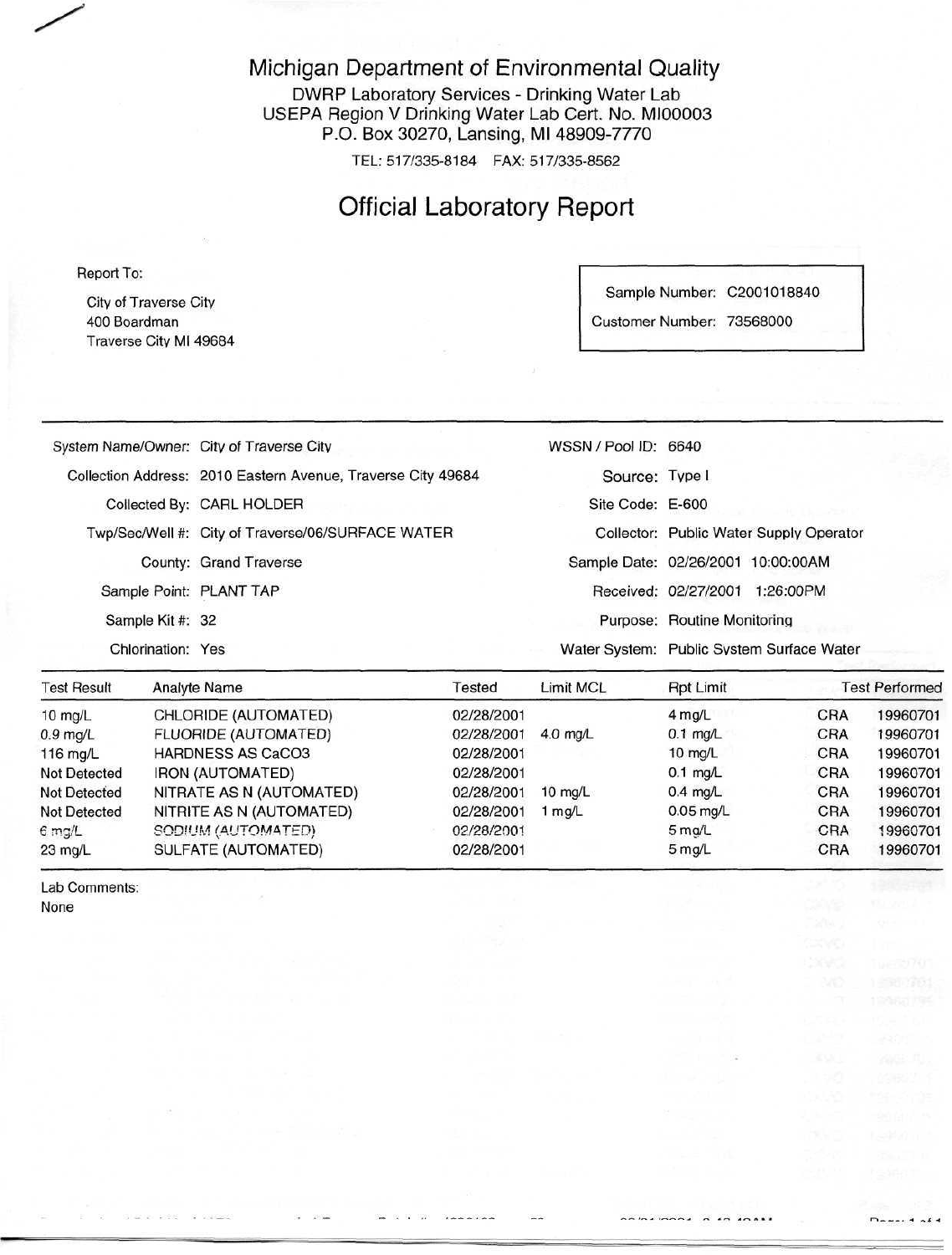# Michigan Department of Environmental Quality

DWRP Laboratory Services - Drinking Water Lab
USEPA Region V Drinking Water Lab Cert. No. MI00003
P.O. Box 30270, Lansing, MI 48909-7770

TEL: 517/335-8184 FAX: 517/335-8562

## Official Laboratory Report

Report To:

City of Traverse City
400 Boardman
Traverse City MI 49684

Sample Number: C2001018840

Customer Number: 73568000

| | | | |
|---|---|---|---|
| System Name/Owner: | City of Traverse City | WSSN / Pool ID: | 6640 |
| Collection Address: | 2010 Eastern Avenue, Traverse City 49684 | Source: | Type I |
| Collected By: | CARL HOLDER | Site Code: | E-600 |
| Twp/Sec/Well #: | City of Traverse/06/SURFACE WATER | Collector: | Public Water Supply Operator |
| County: | Grand Traverse | Sample Date: | 02/26/2001 10:00:00AM |
| Sample Point: | PLANT TAP | Received: | 02/27/2001 1:26:00PM |
| Sample Kit #: | 32 | Purpose: | Routine Monitoring |
| Chlorination: | Yes | Water System: | Public System Surface Water |

| Test Result | Analyte Name | Tested | Limit MCL | Rpt Limit | Test Performed | |
|---|---|---|---|---|---|---|
| 10 mg/L | CHLORIDE (AUTOMATED) | 02/28/2001 | | 4 mg/L | CRA | 19960701 |
| 0.9 mg/L | FLUORIDE (AUTOMATED) | 02/28/2001 | 4.0 mg/L | 0.1 mg/L | CRA | 19960701 |
| 116 mg/L | HARDNESS AS CaCO3 | 02/28/2001 | | 10 mg/L | CRA | 19960701 |
| Not Detected | IRON (AUTOMATED) | 02/28/2001 | | 0.1 mg/L | CRA | 19960701 |
| Not Detected | NITRATE AS N (AUTOMATED) | 02/28/2001 | 10 mg/L | 0.4 mg/L | CRA | 19960701 |
| Not Detected | NITRITE AS N (AUTOMATED) | 02/28/2001 | 1 mg/L | 0.05 mg/L | CRA | 19960701 |
| 6 mg/L | SODIUM (AUTOMATED) | 02/28/2001 | | 5 mg/L | CRA | 19960701 |
| 23 mg/L | SULFATE (AUTOMATED) | 02/28/2001 | | 5 mg/L | CRA | 19960701 |

Lab Comments:
None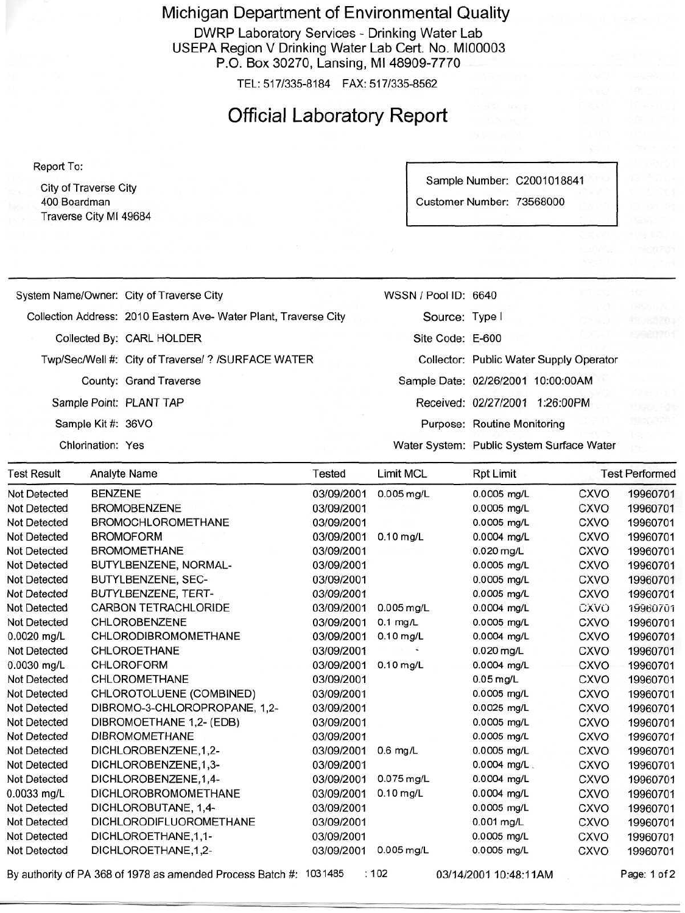# Michigan Department of Environmental Quality

DWRP Laboratory Services - Drinking Water Lab
USEPA Region V Drinking Water Lab Cert. No. MI00003
P.O. Box 30270, Lansing, MI 48909-7770

TEL: 517/335-8184 FAX: 517/335-8562

## Official Laboratory Report

Report To:

City of Traverse City
400 Boardman
Traverse City MI 49684

Sample Number: C2001018841
Customer Number: 73568000

| | | | |
|---|---|---|---|
| System Name/Owner: | City of Traverse City | WSSN / Pool ID: | 6640 |
| Collection Address: | 2010 Eastern Ave- Water Plant, Traverse City | Source: | Type I |
| Collected By: | CARL HOLDER | Site Code: | E-600 |
| Twp/Sec/Well #: | City of Traverse/ ? /SURFACE WATER | Collector: | Public Water Supply Operator |
| County: | Grand Traverse | Sample Date: | 02/26/2001 10:00:00AM |
| Sample Point: | PLANT TAP | Received: | 02/27/2001 1:26:00PM |
| Sample Kit #: | 36VO | Purpose: | Routine Monitoring |
| Chlorination: | Yes | Water System: | Public System Surface Water |

| Test Result | Analyte Name | Tested | Limit MCL | Rpt Limit | Test Performed | |
|---|---|---|---|---|---|---|
| Not Detected | BENZENE | 03/09/2001 | 0.005 mg/L | 0.0005 mg/L | CXVO | 19960701 |
| Not Detected | BROMOBENZENE | 03/09/2001 | | 0.0005 mg/L | CXVO | 19960701 |
| Not Detected | BROMOCHLOROMETHANE | 03/09/2001 | | 0.0005 mg/L | CXVO | 19960701 |
| Not Detected | BROMOFORM | 03/09/2001 | 0.10 mg/L | 0.0004 mg/L | CXVO | 19960701 |
| Not Detected | BROMOMETHANE | 03/09/2001 | | 0.020 mg/L | CXVO | 19960701 |
| Not Detected | BUTYLBENZENE, NORMAL- | 03/09/2001 | | 0.0005 mg/L | CXVO | 19960701 |
| Not Detected | BUTYLBENZENE, SEC- | 03/09/2001 | | 0.0005 mg/L | CXVO | 19960701 |
| Not Detected | BUTYLBENZENE, TERT- | 03/09/2001 | | 0.0005 mg/L | CXVO | 19960701 |
| Not Detected | CARBON TETRACHLORIDE | 03/09/2001 | 0.005 mg/L | 0.0004 mg/L | CXVO | 19960701 |
| Not Detected | CHLOROBENZENE | 03/09/2001 | 0.1 mg/L | 0.0005 mg/L | CXVO | 19960701 |
| 0.0020 mg/L | CHLORODIBROMOMETHANE | 03/09/2001 | 0.10 mg/L | 0.0004 mg/L | CXVO | 19960701 |
| Not Detected | CHLOROETHANE | 03/09/2001 | | 0.020 mg/L | CXVO | 19960701 |
| 0.0030 mg/L | CHLOROFORM | 03/09/2001 | 0.10 mg/L | 0.0004 mg/L | CXVO | 19960701 |
| Not Detected | CHLOROMETHANE | 03/09/2001 | | 0.05 mg/L | CXVO | 19960701 |
| Not Detected | CHLOROTOLUENE (COMBINED) | 03/09/2001 | | 0.0005 mg/L | CXVO | 19960701 |
| Not Detected | DIBROMO-3-CHLOROPROPANE, 1,2- | 03/09/2001 | | 0.0025 mg/L | CXVO | 19960701 |
| Not Detected | DIBROMOETHANE 1,2- (EDB) | 03/09/2001 | | 0.0005 mg/L | CXVO | 19960701 |
| Not Detected | DIBROMOMETHANE | 03/09/2001 | | 0.0005 mg/L | CXVO | 19960701 |
| Not Detected | DICHLOROBENZENE,1,2- | 03/09/2001 | 0.6 mg/L | 0.0005 mg/L | CXVO | 19960701 |
| Not Detected | DICHLOROBENZENE,1,3- | 03/09/2001 | | 0.0004 mg/L | CXVO | 19960701 |
| Not Detected | DICHLOROBENZENE,1,4- | 03/09/2001 | 0.075 mg/L | 0.0004 mg/L | CXVO | 19960701 |
| 0.0033 mg/L | DICHLOROBROMOMETHANE | 03/09/2001 | 0.10 mg/L | 0.0004 mg/L | CXVO | 19960701 |
| Not Detected | DICHLOROBUTANE, 1,4- | 03/09/2001 | | 0.0005 mg/L | CXVO | 19960701 |
| Not Detected | DICHLORODIFLUOROMETHANE | 03/09/2001 | | 0.001 mg/L | CXVO | 19960701 |
| Not Detected | DICHLOROETHANE,1,1- | 03/09/2001 | | 0.0005 mg/L | CXVO | 19960701 |
| Not Detected | DICHLOROETHANE,1,2- | 03/09/2001 | 0.005 mg/L | 0.0005 mg/L | CXVO | 19960701 |

By authority of PA 368 of 1978 as amended Process Batch #: 1031485 : 102 03/14/2001 10:48:11AM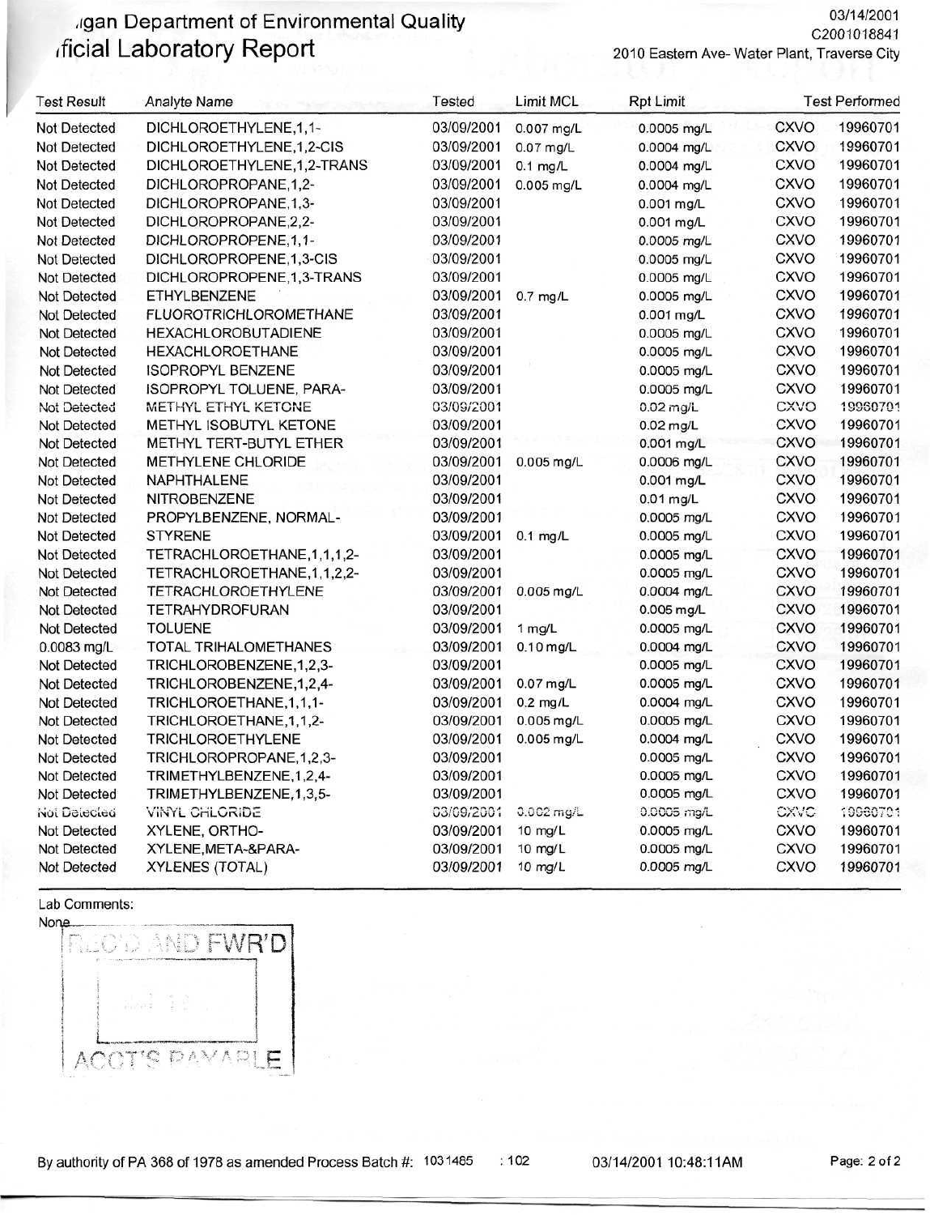# ...igan Department of Environmental Quality
## ...ficial Laboratory Report

03/14/2001
C2001018841
2010 Eastern Ave- Water Plant, Traverse City

| Test Result | Analyte Name | Tested | Limit MCL | Rpt Limit | Test Performed | |
|---|---|---|---|---|---|---|
| Not Detected | DICHLOROETHYLENE,1,1- | 03/09/2001 | 0.007 mg/L | 0.0005 mg/L | CXVO | 19960701 |
| Not Detected | DICHLOROETHYLENE,1,2-CIS | 03/09/2001 | 0.07 mg/L | 0.0004 mg/L | CXVO | 19960701 |
| Not Detected | DICHLOROETHYLENE,1,2-TRANS | 03/09/2001 | 0.1 mg/L | 0.0004 mg/L | CXVO | 19960701 |
| Not Detected | DICHLOROPROPANE,1,2- | 03/09/2001 | 0.005 mg/L | 0.0004 mg/L | CXVO | 19960701 |
| Not Detected | DICHLOROPROPANE,1,3- | 03/09/2001 | | 0.001 mg/L | CXVO | 19960701 |
| Not Detected | DICHLOROPROPANE,2,2- | 03/09/2001 | | 0.001 mg/L | CXVO | 19960701 |
| Not Detected | DICHLOROPROPENE,1,1- | 03/09/2001 | | 0.0005 mg/L | CXVO | 19960701 |
| Not Detected | DICHLOROPROPENE,1,3-CIS | 03/09/2001 | | 0.0005 mg/L | CXVO | 19960701 |
| Not Detected | DICHLOROPROPENE,1,3-TRANS | 03/09/2001 | | 0.0005 mg/L | CXVO | 19960701 |
| Not Detected | ETHYLBENZENE | 03/09/2001 | 0.7 mg/L | 0.0005 mg/L | CXVO | 19960701 |
| Not Detected | FLUOROTRICHLOROMETHANE | 03/09/2001 | | 0.001 mg/L | CXVO | 19960701 |
| Not Detected | HEXACHLOROBUTADIENE | 03/09/2001 | | 0.0005 mg/L | CXVO | 19960701 |
| Not Detected | HEXACHLOROETHANE | 03/09/2001 | | 0.0005 mg/L | CXVO | 19960701 |
| Not Detected | ISOPROPYL BENZENE | 03/09/2001 | | 0.0005 mg/L | CXVO | 19960701 |
| Not Detected | ISOPROPYL TOLUENE, PARA- | 03/09/2001 | | 0.0005 mg/L | CXVO | 19960701 |
| Not Detected | METHYL ETHYL KETONE | 03/09/2001 | | 0.02 mg/L | CXVO | 19960701 |
| Not Detected | METHYL ISOBUTYL KETONE | 03/09/2001 | | 0.02 mg/L | CXVO | 19960701 |
| Not Detected | METHYL TERT-BUTYL ETHER | 03/09/2001 | | 0.001 mg/L | CXVO | 19960701 |
| Not Detected | METHYLENE CHLORIDE | 03/09/2001 | 0.005 mg/L | 0.0006 mg/L | CXVO | 19960701 |
| Not Detected | NAPHTHALENE | 03/09/2001 | | 0.001 mg/L | CXVO | 19960701 |
| Not Detected | NITROBENZENE | 03/09/2001 | | 0.01 mg/L | CXVO | 19960701 |
| Not Detected | PROPYLBENZENE, NORMAL- | 03/09/2001 | | 0.0005 mg/L | CXVO | 19960701 |
| Not Detected | STYRENE | 03/09/2001 | 0.1 mg/L | 0.0005 mg/L | CXVO | 19960701 |
| Not Detected | TETRACHLOROETHANE,1,1,1,2- | 03/09/2001 | | 0.0005 mg/L | CXVO | 19960701 |
| Not Detected | TETRACHLOROETHANE,1,1,2,2- | 03/09/2001 | | 0.0005 mg/L | CXVO | 19960701 |
| Not Detected | TETRACHLOROETHYLENE | 03/09/2001 | 0.005 mg/L | 0.0004 mg/L | CXVO | 19960701 |
| Not Detected | TETRAHYDROFURAN | 03/09/2001 | | 0.005 mg/L | CXVO | 19960701 |
| Not Detected | TOLUENE | 03/09/2001 | 1 mg/L | 0.0005 mg/L | CXVO | 19960701 |
| 0.0083 mg/L | TOTAL TRIHALOMETHANES | 03/09/2001 | 0.10 mg/L | 0.0004 mg/L | CXVO | 19960701 |
| Not Detected | TRICHLOROBENZENE,1,2,3- | 03/09/2001 | | 0.0005 mg/L | CXVO | 19960701 |
| Not Detected | TRICHLOROBENZENE,1,2,4- | 03/09/2001 | 0.07 mg/L | 0.0005 mg/L | CXVO | 19960701 |
| Not Detected | TRICHLOROETHANE,1,1,1- | 03/09/2001 | 0.2 mg/L | 0.0004 mg/L | CXVO | 19960701 |
| Not Detected | TRICHLOROETHANE,1,1,2- | 03/09/2001 | 0.005 mg/L | 0.0005 mg/L | CXVO | 19960701 |
| Not Detected | TRICHLOROETHYLENE | 03/09/2001 | 0.005 mg/L | 0.0004 mg/L | CXVO | 19960701 |
| Not Detected | TRICHLOROPROPANE,1,2,3- | 03/09/2001 | | 0.0005 mg/L | CXVO | 19960701 |
| Not Detected | TRIMETHYLBENZENE,1,2,4- | 03/09/2001 | | 0.0005 mg/L | CXVO | 19960701 |
| Not Detected | TRIMETHYLBENZENE,1,3,5- | 03/09/2001 | | 0.0005 mg/L | CXVO | 19960701 |
| Not Detected | VINYL CHLORIDE | 03/09/2001 | 0.002 mg/L | 0.0005 mg/L | CXVO | 19960701 |
| Not Detected | XYLENE, ORTHO- | 03/09/2001 | 10 mg/L | 0.0005 mg/L | CXVO | 19960701 |
| Not Detected | XYLENE,META-&PARA- | 03/09/2001 | 10 mg/L | 0.0005 mg/L | CXVO | 19960701 |
| Not Detected | XYLENES (TOTAL) | 03/09/2001 | 10 mg/L | 0.0005 mg/L | CXVO | 19960701 |

Lab Comments:
None

REC'D AND FWR'D
ACCT'S PAYABLE

By authority of PA 368 of 1978 as amended Process Batch #: 1031485 : 102 03/14/2001 10:48:11AM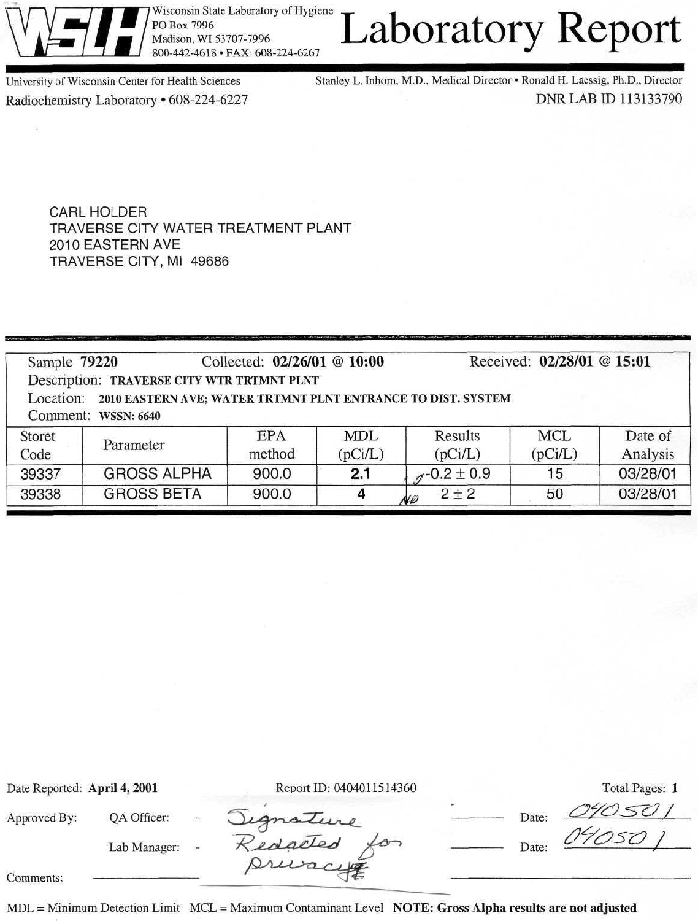# Laboratory Report

Wisconsin State Laboratory of Hygiene
PO Box 7996
Madison, WI 53707-7996
800-442-4618 • FAX: 608-224-6267

University of Wisconsin Center for Health Sciences
Radiochemistry Laboratory • 608-224-6227

Stanley L. Inhorn, M.D., Medical Director • Ronald H. Laessig, Ph.D., Director
DNR LAB ID 113133790

CARL HOLDER
TRAVERSE CITY WATER TREATMENT PLANT
2010 EASTERN AVE
TRAVERSE CITY, MI 49686

Sample **79220** Collected: **02/26/01 @ 10:00** Received: **02/28/01 @ 15:01**
Description: **TRAVERSE CITY WTR TRTMNT PLNT**
Location: **2010 EASTERN AVE; WATER TRTMNT PLNT ENTRANCE TO DIST. SYSTEM**
Comment: **WSSN: 6640**

| Storet Code | Parameter | EPA method | MDL (pCi/L) | Results (pCi/L) | MCL (pCi/L) | Date of Analysis |
|---|---|---|---|---|---|---|
| 39337 | GROSS ALPHA | 900.0 | **2.1** | -0.2 ± 0.9 | 15 | 03/28/01 |
| 39338 | GROSS BETA | 900.0 | **4** | ND 2 ± 2 | 50 | 03/28/01 |

Date Reported: **April 4, 2001** Report ID: 0404011514360 Total Pages: **1**

Approved By: QA Officer: - Signature Redacted for privacy Date: 040501
Lab Manager: - Date: 040501

Comments:

MDL = Minimum Detection Limit MCL = Maximum Contaminant Level **NOTE: Gross Alpha results are not adjusted**